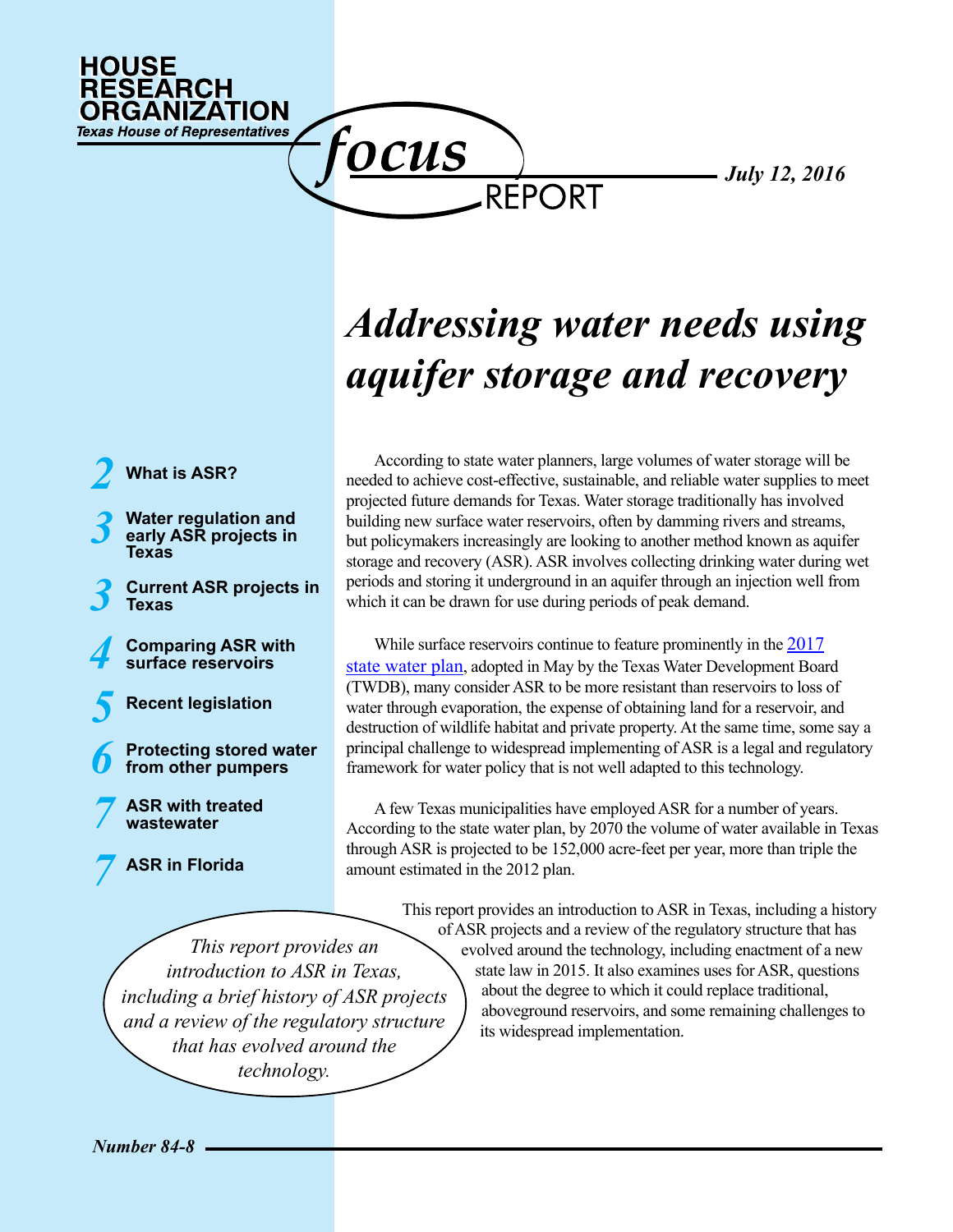**HOUSE RESEARCH ORGANIZATION**
*Texas House of Representatives*

*focus* REPORT

*July 12, 2016*

# *Addressing water needs using aquifer storage and recovery*

- **2** What is ASR?
- **3** Water regulation and early ASR projects in Texas
- **3** Current ASR projects in Texas
- **4** Comparing ASR with surface reservoirs
- **5** Recent legislation
- **6** Protecting stored water from other pumpers
- **7** ASR with treated wastewater
- **7** ASR in Florida

According to state water planners, large volumes of water storage will be needed to achieve cost-effective, sustainable, and reliable water supplies to meet projected future demands for Texas. Water storage traditionally has involved building new surface water reservoirs, often by damming rivers and streams, but policymakers increasingly are looking to another method known as aquifer storage and recovery (ASR). ASR involves collecting drinking water during wet periods and storing it underground in an aquifer through an injection well from which it can be drawn for use during periods of peak demand.

While surface reservoirs continue to feature prominently in the [2017 state water plan](), adopted in May by the Texas Water Development Board (TWDB), many consider ASR to be more resistant than reservoirs to loss of water through evaporation, the expense of obtaining land for a reservoir, and destruction of wildlife habitat and private property. At the same time, some say a principal challenge to widespread implementing of ASR is a legal and regulatory framework for water policy that is not well adapted to this technology.

A few Texas municipalities have employed ASR for a number of years. According to the state water plan, by 2070 the volume of water available in Texas through ASR is projected to be 152,000 acre-feet per year, more than triple the amount estimated in the 2012 plan.

This report provides an introduction to ASR in Texas, including a history of ASR projects and a review of the regulatory structure that has evolved around the technology, including enactment of a new state law in 2015. It also examines uses for ASR, questions about the degree to which it could replace traditional, aboveground reservoirs, and some remaining challenges to its widespread implementation.

*This report provides an introduction to ASR in Texas, including a brief history of ASR projects and a review of the regulatory structure that has evolved around the technology.*

*Number 84-8*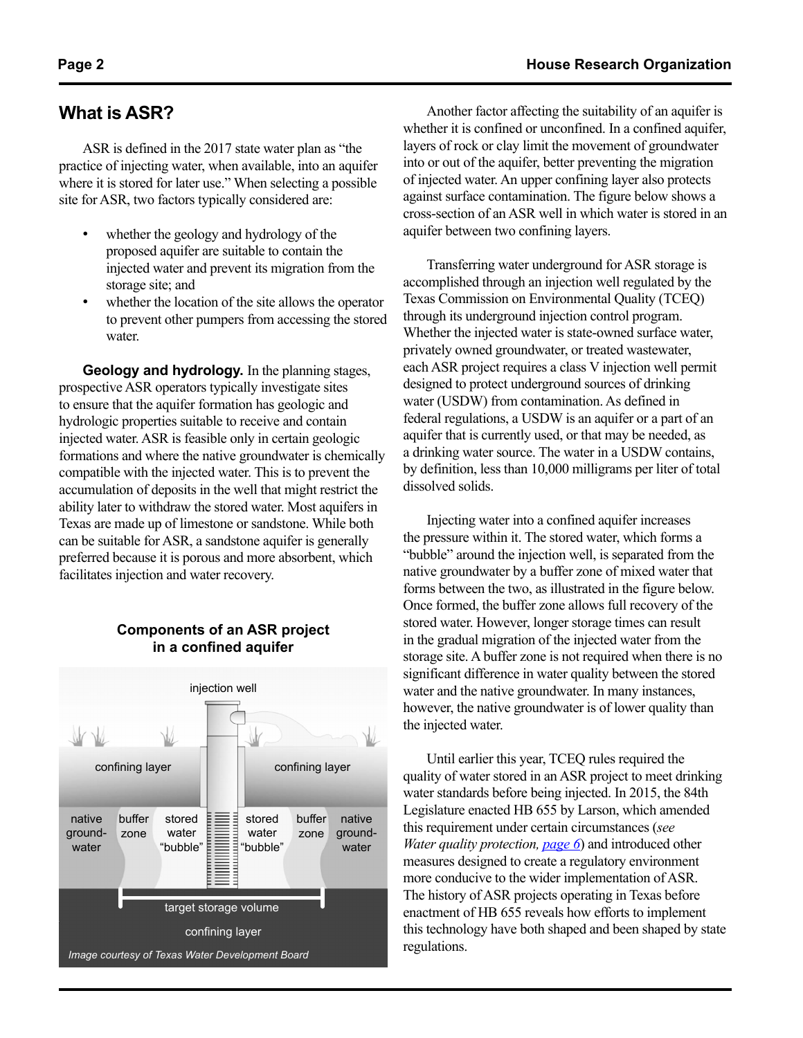## What is ASR?

ASR is defined in the 2017 state water plan as "the practice of injecting water, when available, into an aquifer where it is stored for later use." When selecting a possible site for ASR, two factors typically considered are:

- whether the geology and hydrology of the proposed aquifer are suitable to contain the injected water and prevent its migration from the storage site; and
- whether the location of the site allows the operator to prevent other pumpers from accessing the stored water.

**Geology and hydrology.** In the planning stages, prospective ASR operators typically investigate sites to ensure that the aquifer formation has geologic and hydrologic properties suitable to receive and contain injected water. ASR is feasible only in certain geologic formations and where the native groundwater is chemically compatible with the injected water. This is to prevent the accumulation of deposits in the well that might restrict the ability later to withdraw the stored water. Most aquifers in Texas are made up of limestone or sandstone. While both can be suitable for ASR, a sandstone aquifer is generally preferred because it is porous and more absorbent, which facilitates injection and water recovery.

**Components of an ASR project in a confined aquifer**

*Image courtesy of Texas Water Development Board*

Another factor affecting the suitability of an aquifer is whether it is confined or unconfined. In a confined aquifer, layers of rock or clay limit the movement of groundwater into or out of the aquifer, better preventing the migration of injected water. An upper confining layer also protects against surface contamination. The figure below shows a cross-section of an ASR well in which water is stored in an aquifer between two confining layers.

Transferring water underground for ASR storage is accomplished through an injection well regulated by the Texas Commission on Environmental Quality (TCEQ) through its underground injection control program. Whether the injected water is state-owned surface water, privately owned groundwater, or treated wastewater, each ASR project requires a class V injection well permit designed to protect underground sources of drinking water (USDW) from contamination. As defined in federal regulations, a USDW is an aquifer or a part of an aquifer that is currently used, or that may be needed, as a drinking water source. The water in a USDW contains, by definition, less than 10,000 milligrams per liter of total dissolved solids.

Injecting water into a confined aquifer increases the pressure within it. The stored water, which forms a "bubble" around the injection well, is separated from the native groundwater by a buffer zone of mixed water that forms between the two, as illustrated in the figure below. Once formed, the buffer zone allows full recovery of the stored water. However, longer storage times can result in the gradual migration of the injected water from the storage site. A buffer zone is not required when there is no significant difference in water quality between the stored water and the native groundwater. In many instances, however, the native groundwater is of lower quality than the injected water.

Until earlier this year, TCEQ rules required the quality of water stored in an ASR project to meet drinking water standards before being injected. In 2015, the 84th Legislature enacted HB 655 by Larson, which amended this requirement under certain circumstances (*see Water quality protection, page 6*) and introduced other measures designed to create a regulatory environment more conducive to the wider implementation of ASR. The history of ASR projects operating in Texas before enactment of HB 655 reveals how efforts to implement this technology have both shaped and been shaped by state regulations.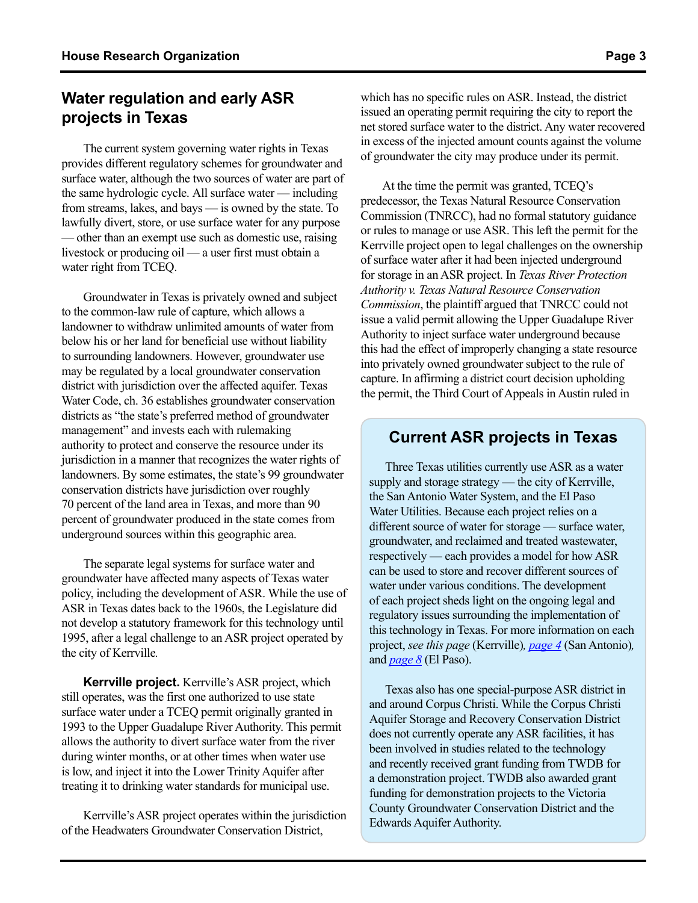## Water regulation and early ASR projects in Texas

The current system governing water rights in Texas provides different regulatory schemes for groundwater and surface water, although the two sources of water are part of the same hydrologic cycle. All surface water — including from streams, lakes, and bays — is owned by the state. To lawfully divert, store, or use surface water for any purpose — other than an exempt use such as domestic use, raising livestock or producing oil — a user first must obtain a water right from TCEQ.

Groundwater in Texas is privately owned and subject to the common-law rule of capture, which allows a landowner to withdraw unlimited amounts of water from below his or her land for beneficial use without liability to surrounding landowners. However, groundwater use may be regulated by a local groundwater conservation district with jurisdiction over the affected aquifer. Texas Water Code, ch. 36 establishes groundwater conservation districts as "the state's preferred method of groundwater management" and invests each with rulemaking authority to protect and conserve the resource under its jurisdiction in a manner that recognizes the water rights of landowners. By some estimates, the state's 99 groundwater conservation districts have jurisdiction over roughly 70 percent of the land area in Texas, and more than 90 percent of groundwater produced in the state comes from underground sources within this geographic area.

The separate legal systems for surface water and groundwater have affected many aspects of Texas water policy, including the development of ASR. While the use of ASR in Texas dates back to the 1960s, the Legislature did not develop a statutory framework for this technology until 1995, after a legal challenge to an ASR project operated by the city of Kerrville.

**Kerrville project.** Kerrville's ASR project, which still operates, was the first one authorized to use state surface water under a TCEQ permit originally granted in 1993 to the Upper Guadalupe River Authority. This permit allows the authority to divert surface water from the river during winter months, or at other times when water use is low, and inject it into the Lower Trinity Aquifer after treating it to drinking water standards for municipal use.

Kerrville's ASR project operates within the jurisdiction of the Headwaters Groundwater Conservation District, which has no specific rules on ASR. Instead, the district issued an operating permit requiring the city to report the net stored surface water to the district. Any water recovered in excess of the injected amount counts against the volume of groundwater the city may produce under its permit.

At the time the permit was granted, TCEQ's predecessor, the Texas Natural Resource Conservation Commission (TNRCC), had no formal statutory guidance or rules to manage or use ASR. This left the permit for the Kerrville project open to legal challenges on the ownership of surface water after it had been injected underground for storage in an ASR project. In *Texas River Protection Authority v. Texas Natural Resource Conservation Commission*, the plaintiff argued that TNRCC could not issue a valid permit allowing the Upper Guadalupe River Authority to inject surface water underground because this had the effect of improperly changing a state resource into privately owned groundwater subject to the rule of capture. In affirming a district court decision upholding the permit, the Third Court of Appeals in Austin ruled in

### Current ASR projects in Texas

Three Texas utilities currently use ASR as a water supply and storage strategy — the city of Kerrville, the San Antonio Water System, and the El Paso Water Utilities. Because each project relies on a different source of water for storage — surface water, groundwater, and reclaimed and treated wastewater, respectively — each provides a model for how ASR can be used to store and recover different sources of water under various conditions. The development of each project sheds light on the ongoing legal and regulatory issues surrounding the implementation of this technology in Texas. For more information on each project, *see this page* (Kerrville), *page 4* (San Antonio), and *page 8* (El Paso).

Texas also has one special-purpose ASR district in and around Corpus Christi. While the Corpus Christi Aquifer Storage and Recovery Conservation District does not currently operate any ASR facilities, it has been involved in studies related to the technology and recently received grant funding from TWDB for a demonstration project. TWDB also awarded grant funding for demonstration projects to the Victoria County Groundwater Conservation District and the Edwards Aquifer Authority.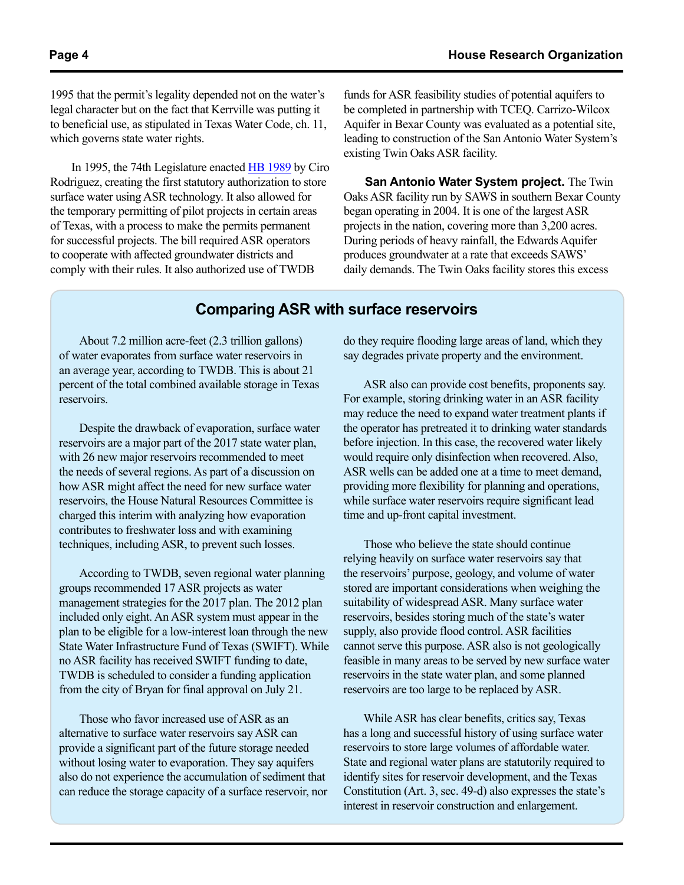1995 that the permit's legality depended not on the water's legal character but on the fact that Kerrville was putting it to beneficial use, as stipulated in Texas Water Code, ch. 11, which governs state water rights.

In 1995, the 74th Legislature enacted HB 1989 by Ciro Rodriguez, creating the first statutory authorization to store surface water using ASR technology. It also allowed for the temporary permitting of pilot projects in certain areas of Texas, with a process to make the permits permanent for successful projects. The bill required ASR operators to cooperate with affected groundwater districts and comply with their rules. It also authorized use of TWDB funds for ASR feasibility studies of potential aquifers to be completed in partnership with TCEQ. Carrizo-Wilcox Aquifer in Bexar County was evaluated as a potential site, leading to construction of the San Antonio Water System's existing Twin Oaks ASR facility.

**San Antonio Water System project.** The Twin Oaks ASR facility run by SAWS in southern Bexar County began operating in 2004. It is one of the largest ASR projects in the nation, covering more than 3,200 acres. During periods of heavy rainfall, the Edwards Aquifer produces groundwater at a rate that exceeds SAWS' daily demands. The Twin Oaks facility stores this excess

## Comparing ASR with surface reservoirs

About 7.2 million acre-feet (2.3 trillion gallons) of water evaporates from surface water reservoirs in an average year, according to TWDB. This is about 21 percent of the total combined available storage in Texas reservoirs.

Despite the drawback of evaporation, surface water reservoirs are a major part of the 2017 state water plan, with 26 new major reservoirs recommended to meet the needs of several regions. As part of a discussion on how ASR might affect the need for new surface water reservoirs, the House Natural Resources Committee is charged this interim with analyzing how evaporation contributes to freshwater loss and with examining techniques, including ASR, to prevent such losses.

According to TWDB, seven regional water planning groups recommended 17 ASR projects as water management strategies for the 2017 plan. The 2012 plan included only eight. An ASR system must appear in the plan to be eligible for a low-interest loan through the new State Water Infrastructure Fund of Texas (SWIFT). While no ASR facility has received SWIFT funding to date, TWDB is scheduled to consider a funding application from the city of Bryan for final approval on July 21.

Those who favor increased use of ASR as an alternative to surface water reservoirs say ASR can provide a significant part of the future storage needed without losing water to evaporation. They say aquifers also do not experience the accumulation of sediment that can reduce the storage capacity of a surface reservoir, nor do they require flooding large areas of land, which they say degrades private property and the environment.

ASR also can provide cost benefits, proponents say. For example, storing drinking water in an ASR facility may reduce the need to expand water treatment plants if the operator has pretreated it to drinking water standards before injection. In this case, the recovered water likely would require only disinfection when recovered. Also, ASR wells can be added one at a time to meet demand, providing more flexibility for planning and operations, while surface water reservoirs require significant lead time and up-front capital investment.

Those who believe the state should continue relying heavily on surface water reservoirs say that the reservoirs' purpose, geology, and volume of water stored are important considerations when weighing the suitability of widespread ASR. Many surface water reservoirs, besides storing much of the state's water supply, also provide flood control. ASR facilities cannot serve this purpose. ASR also is not geologically feasible in many areas to be served by new surface water reservoirs in the state water plan, and some planned reservoirs are too large to be replaced by ASR.

While ASR has clear benefits, critics say, Texas has a long and successful history of using surface water reservoirs to store large volumes of affordable water. State and regional water plans are statutorily required to identify sites for reservoir development, and the Texas Constitution (Art. 3, sec. 49-d) also expresses the state's interest in reservoir construction and enlargement.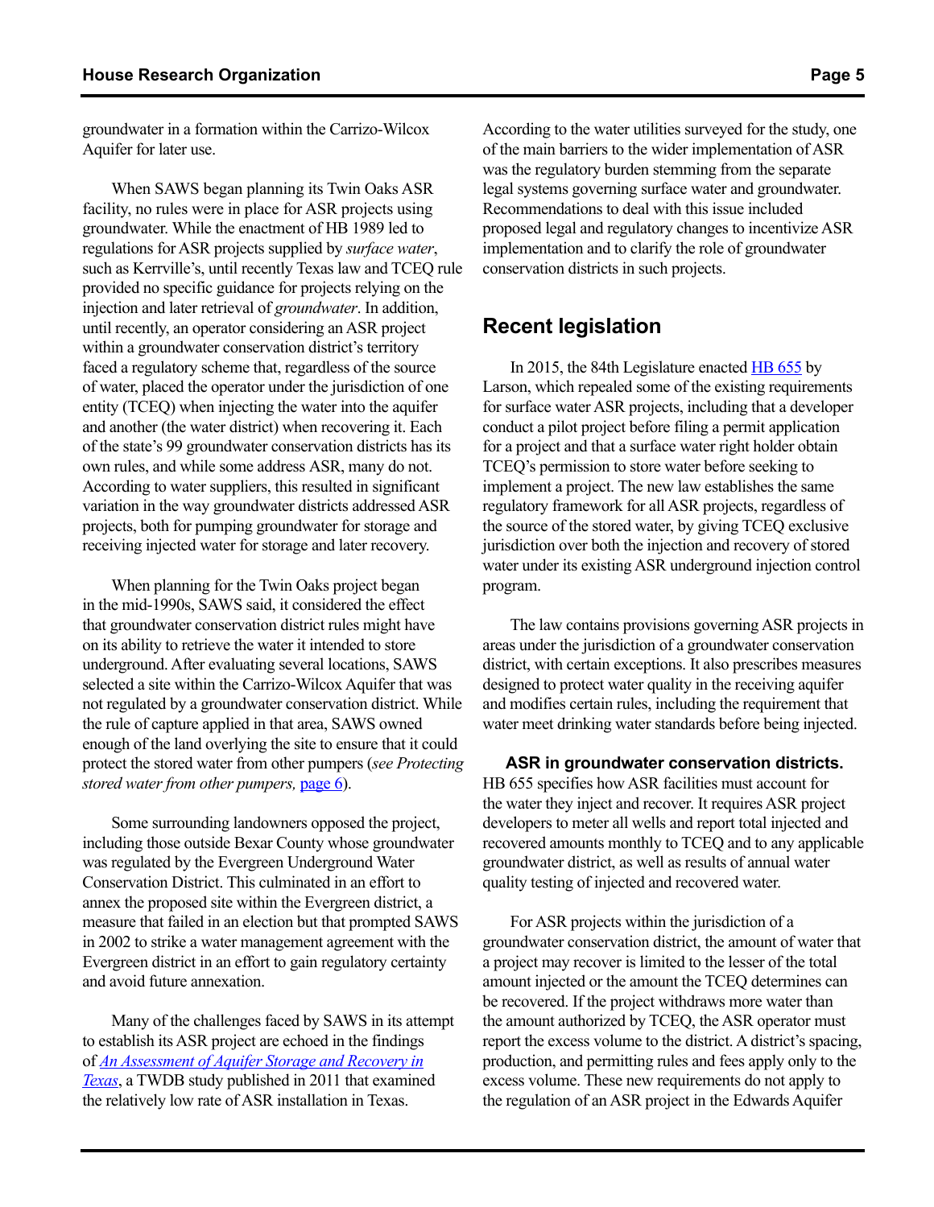groundwater in a formation within the Carrizo-Wilcox Aquifer for later use.

When SAWS began planning its Twin Oaks ASR facility, no rules were in place for ASR projects using groundwater. While the enactment of HB 1989 led to regulations for ASR projects supplied by *surface water*, such as Kerrville's, until recently Texas law and TCEQ rule provided no specific guidance for projects relying on the injection and later retrieval of *groundwater*. In addition, until recently, an operator considering an ASR project within a groundwater conservation district's territory faced a regulatory scheme that, regardless of the source of water, placed the operator under the jurisdiction of one entity (TCEQ) when injecting the water into the aquifer and another (the water district) when recovering it. Each of the state's 99 groundwater conservation districts has its own rules, and while some address ASR, many do not. According to water suppliers, this resulted in significant variation in the way groundwater districts addressed ASR projects, both for pumping groundwater for storage and receiving injected water for storage and later recovery.

When planning for the Twin Oaks project began in the mid-1990s, SAWS said, it considered the effect that groundwater conservation district rules might have on its ability to retrieve the water it intended to store underground. After evaluating several locations, SAWS selected a site within the Carrizo-Wilcox Aquifer that was not regulated by a groundwater conservation district. While the rule of capture applied in that area, SAWS owned enough of the land overlying the site to ensure that it could protect the stored water from other pumpers (*see Protecting stored water from other pumpers,* page 6).

Some surrounding landowners opposed the project, including those outside Bexar County whose groundwater was regulated by the Evergreen Underground Water Conservation District. This culminated in an effort to annex the proposed site within the Evergreen district, a measure that failed in an election but that prompted SAWS in 2002 to strike a water management agreement with the Evergreen district in an effort to gain regulatory certainty and avoid future annexation.

Many of the challenges faced by SAWS in its attempt to establish its ASR project are echoed in the findings of *An Assessment of Aquifer Storage and Recovery in Texas*, a TWDB study published in 2011 that examined the relatively low rate of ASR installation in Texas.

According to the water utilities surveyed for the study, one of the main barriers to the wider implementation of ASR was the regulatory burden stemming from the separate legal systems governing surface water and groundwater. Recommendations to deal with this issue included proposed legal and regulatory changes to incentivize ASR implementation and to clarify the role of groundwater conservation districts in such projects.

## Recent legislation

In 2015, the 84th Legislature enacted HB 655 by Larson, which repealed some of the existing requirements for surface water ASR projects, including that a developer conduct a pilot project before filing a permit application for a project and that a surface water right holder obtain TCEQ's permission to store water before seeking to implement a project. The new law establishes the same regulatory framework for all ASR projects, regardless of the source of the stored water, by giving TCEQ exclusive jurisdiction over both the injection and recovery of stored water under its existing ASR underground injection control program.

The law contains provisions governing ASR projects in areas under the jurisdiction of a groundwater conservation district, with certain exceptions. It also prescribes measures designed to protect water quality in the receiving aquifer and modifies certain rules, including the requirement that water meet drinking water standards before being injected.

**ASR in groundwater conservation districts.** HB 655 specifies how ASR facilities must account for the water they inject and recover. It requires ASR project developers to meter all wells and report total injected and recovered amounts monthly to TCEQ and to any applicable groundwater district, as well as results of annual water quality testing of injected and recovered water.

For ASR projects within the jurisdiction of a groundwater conservation district, the amount of water that a project may recover is limited to the lesser of the total amount injected or the amount the TCEQ determines can be recovered. If the project withdraws more water than the amount authorized by TCEQ, the ASR operator must report the excess volume to the district. A district's spacing, production, and permitting rules and fees apply only to the excess volume. These new requirements do not apply to the regulation of an ASR project in the Edwards Aquifer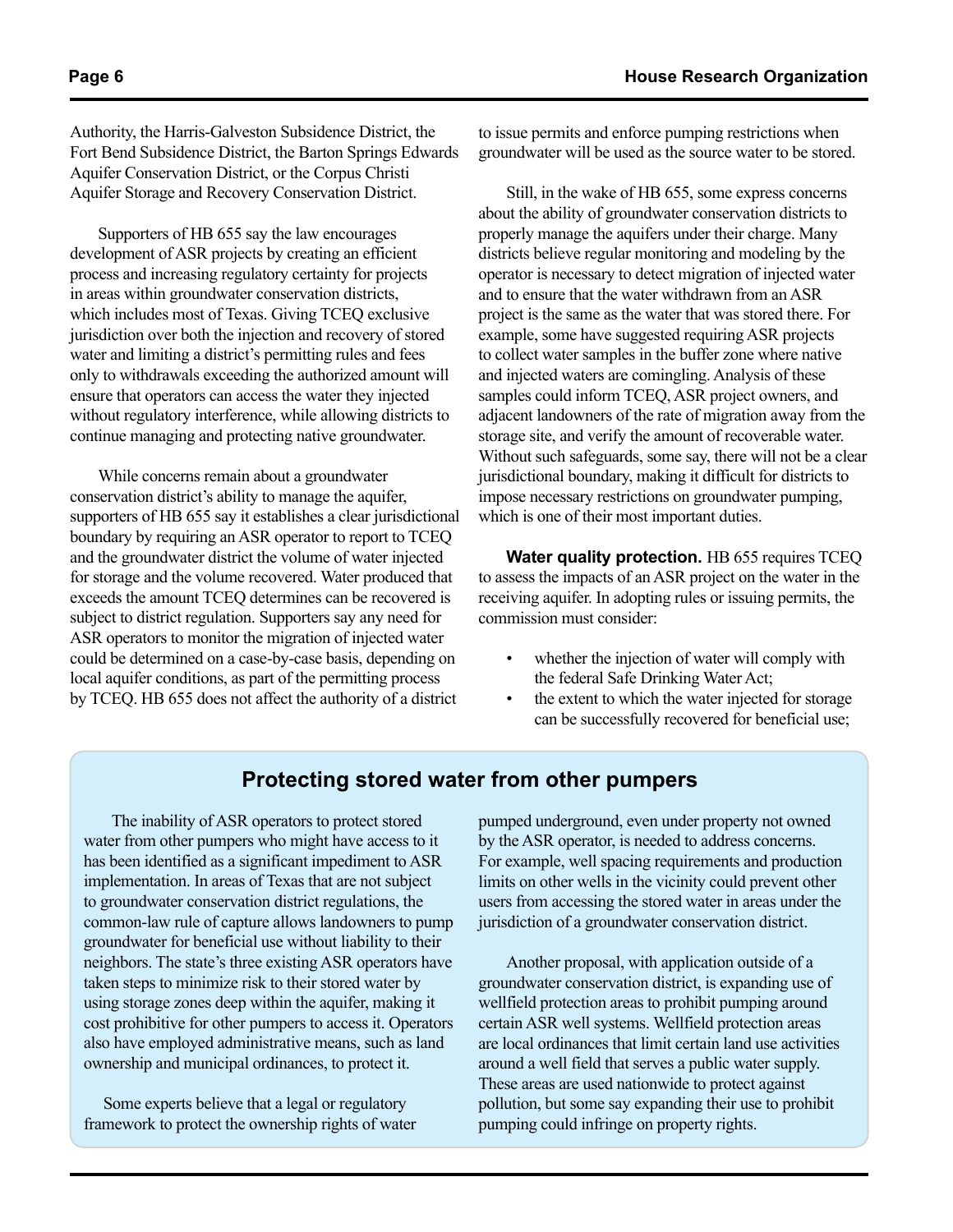Authority, the Harris-Galveston Subsidence District, the Fort Bend Subsidence District, the Barton Springs Edwards Aquifer Conservation District, or the Corpus Christi Aquifer Storage and Recovery Conservation District.

Supporters of HB 655 say the law encourages development of ASR projects by creating an efficient process and increasing regulatory certainty for projects in areas within groundwater conservation districts, which includes most of Texas. Giving TCEQ exclusive jurisdiction over both the injection and recovery of stored water and limiting a district's permitting rules and fees only to withdrawals exceeding the authorized amount will ensure that operators can access the water they injected without regulatory interference, while allowing districts to continue managing and protecting native groundwater.

While concerns remain about a groundwater conservation district's ability to manage the aquifer, supporters of HB 655 say it establishes a clear jurisdictional boundary by requiring an ASR operator to report to TCEQ and the groundwater district the volume of water injected for storage and the volume recovered. Water produced that exceeds the amount TCEQ determines can be recovered is subject to district regulation. Supporters say any need for ASR operators to monitor the migration of injected water could be determined on a case-by-case basis, depending on local aquifer conditions, as part of the permitting process by TCEQ. HB 655 does not affect the authority of a district to issue permits and enforce pumping restrictions when groundwater will be used as the source water to be stored.

Still, in the wake of HB 655, some express concerns about the ability of groundwater conservation districts to properly manage the aquifers under their charge. Many districts believe regular monitoring and modeling by the operator is necessary to detect migration of injected water and to ensure that the water withdrawn from an ASR project is the same as the water that was stored there. For example, some have suggested requiring ASR projects to collect water samples in the buffer zone where native and injected waters are comingling. Analysis of these samples could inform TCEQ, ASR project owners, and adjacent landowners of the rate of migration away from the storage site, and verify the amount of recoverable water. Without such safeguards, some say, there will not be a clear jurisdictional boundary, making it difficult for districts to impose necessary restrictions on groundwater pumping, which is one of their most important duties.

**Water quality protection.** HB 655 requires TCEQ to assess the impacts of an ASR project on the water in the receiving aquifer. In adopting rules or issuing permits, the commission must consider:

- whether the injection of water will comply with the federal Safe Drinking Water Act;
- the extent to which the water injected for storage can be successfully recovered for beneficial use;

## Protecting stored water from other pumpers

The inability of ASR operators to protect stored water from other pumpers who might have access to it has been identified as a significant impediment to ASR implementation. In areas of Texas that are not subject to groundwater conservation district regulations, the common-law rule of capture allows landowners to pump groundwater for beneficial use without liability to their neighbors. The state's three existing ASR operators have taken steps to minimize risk to their stored water by using storage zones deep within the aquifer, making it cost prohibitive for other pumpers to access it. Operators also have employed administrative means, such as land ownership and municipal ordinances, to protect it.

Some experts believe that a legal or regulatory framework to protect the ownership rights of water pumped underground, even under property not owned by the ASR operator, is needed to address concerns. For example, well spacing requirements and production limits on other wells in the vicinity could prevent other users from accessing the stored water in areas under the jurisdiction of a groundwater conservation district.

Another proposal, with application outside of a groundwater conservation district, is expanding use of wellfield protection areas to prohibit pumping around certain ASR well systems. Wellfield protection areas are local ordinances that limit certain land use activities around a well field that serves a public water supply. These areas are used nationwide to protect against pollution, but some say expanding their use to prohibit pumping could infringe on property rights.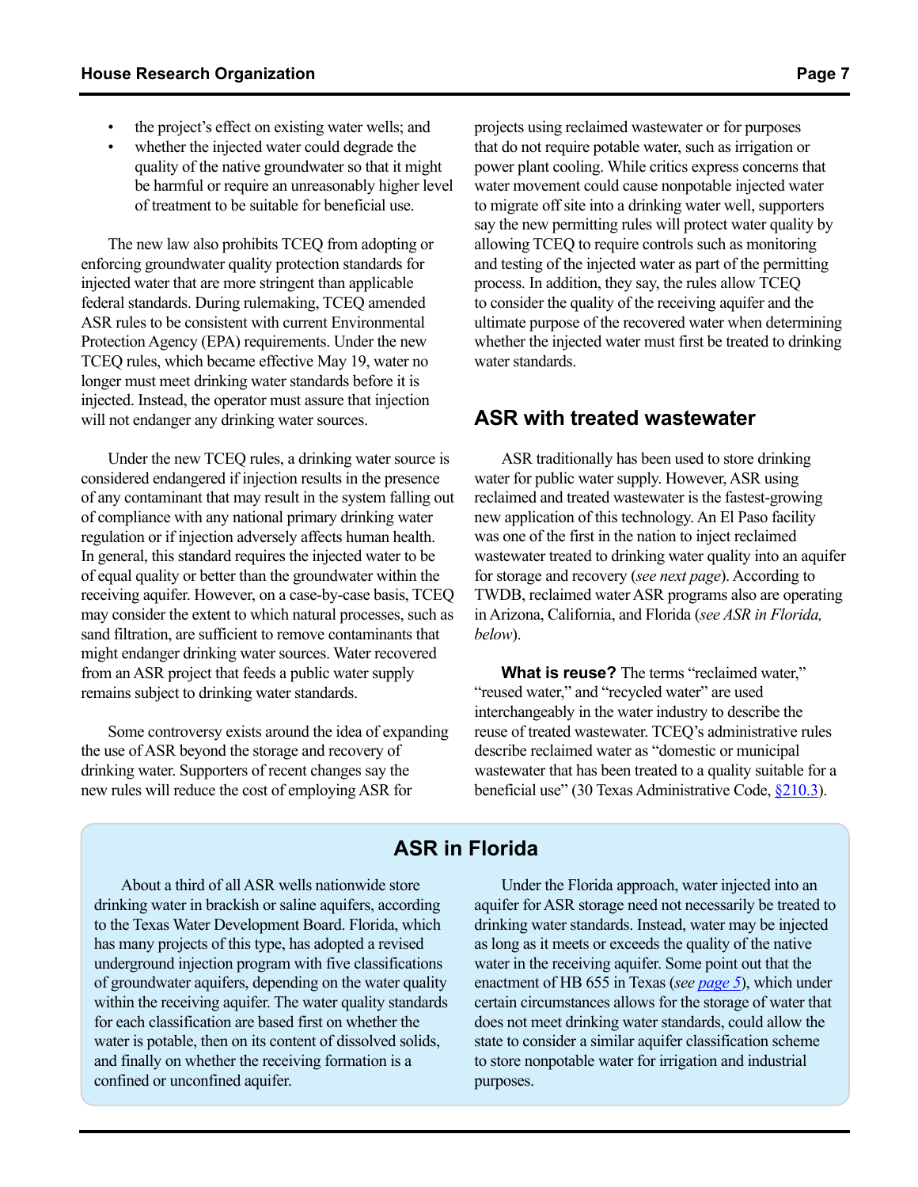- the project's effect on existing water wells; and
- whether the injected water could degrade the quality of the native groundwater so that it might be harmful or require an unreasonably higher level of treatment to be suitable for beneficial use.

The new law also prohibits TCEQ from adopting or enforcing groundwater quality protection standards for injected water that are more stringent than applicable federal standards. During rulemaking, TCEQ amended ASR rules to be consistent with current Environmental Protection Agency (EPA) requirements. Under the new TCEQ rules, which became effective May 19, water no longer must meet drinking water standards before it is injected. Instead, the operator must assure that injection will not endanger any drinking water sources.

Under the new TCEQ rules, a drinking water source is considered endangered if injection results in the presence of any contaminant that may result in the system falling out of compliance with any national primary drinking water regulation or if injection adversely affects human health. In general, this standard requires the injected water to be of equal quality or better than the groundwater within the receiving aquifer. However, on a case-by-case basis, TCEQ may consider the extent to which natural processes, such as sand filtration, are sufficient to remove contaminants that might endanger drinking water sources. Water recovered from an ASR project that feeds a public water supply remains subject to drinking water standards.

Some controversy exists around the idea of expanding the use of ASR beyond the storage and recovery of drinking water. Supporters of recent changes say the new rules will reduce the cost of employing ASR for projects using reclaimed wastewater or for purposes that do not require potable water, such as irrigation or power plant cooling. While critics express concerns that water movement could cause nonpotable injected water to migrate off site into a drinking water well, supporters say the new permitting rules will protect water quality by allowing TCEQ to require controls such as monitoring and testing of the injected water as part of the permitting process. In addition, they say, the rules allow TCEQ to consider the quality of the receiving aquifer and the ultimate purpose of the recovered water when determining whether the injected water must first be treated to drinking water standards.

## ASR with treated wastewater

ASR traditionally has been used to store drinking water for public water supply. However, ASR using reclaimed and treated wastewater is the fastest-growing new application of this technology. An El Paso facility was one of the first in the nation to inject reclaimed wastewater treated to drinking water quality into an aquifer for storage and recovery (*see next page*). According to TWDB, reclaimed water ASR programs also are operating in Arizona, California, and Florida (*see ASR in Florida, below*).

**What is reuse?** The terms "reclaimed water," "reused water," and "recycled water" are used interchangeably in the water industry to describe the reuse of treated wastewater. TCEQ's administrative rules describe reclaimed water as "domestic or municipal wastewater that has been treated to a quality suitable for a beneficial use" (30 Texas Administrative Code, §210.3).

## ASR in Florida

About a third of all ASR wells nationwide store drinking water in brackish or saline aquifers, according to the Texas Water Development Board. Florida, which has many projects of this type, has adopted a revised underground injection program with five classifications of groundwater aquifers, depending on the water quality within the receiving aquifer. The water quality standards for each classification are based first on whether the water is potable, then on its content of dissolved solids, and finally on whether the receiving formation is a confined or unconfined aquifer.

Under the Florida approach, water injected into an aquifer for ASR storage need not necessarily be treated to drinking water standards. Instead, water may be injected as long as it meets or exceeds the quality of the native water in the receiving aquifer. Some point out that the enactment of HB 655 in Texas (*see page 5*), which under certain circumstances allows for the storage of water that does not meet drinking water standards, could allow the state to consider a similar aquifer classification scheme to store nonpotable water for irrigation and industrial purposes.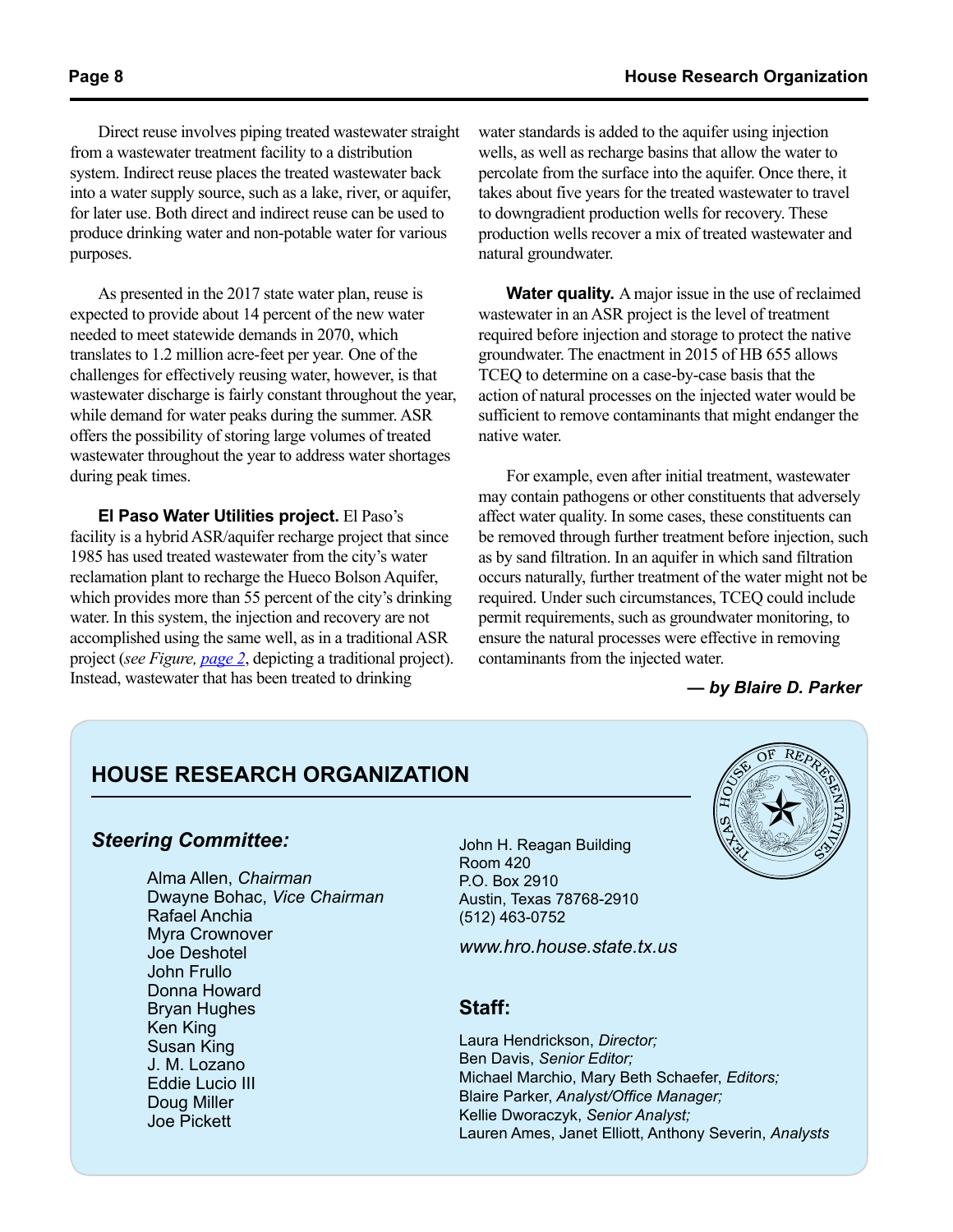Direct reuse involves piping treated wastewater straight from a wastewater treatment facility to a distribution system. Indirect reuse places the treated wastewater back into a water supply source, such as a lake, river, or aquifer, for later use. Both direct and indirect reuse can be used to produce drinking water and non-potable water for various purposes.

As presented in the 2017 state water plan, reuse is expected to provide about 14 percent of the new water needed to meet statewide demands in 2070, which translates to 1.2 million acre-feet per year. One of the challenges for effectively reusing water, however, is that wastewater discharge is fairly constant throughout the year, while demand for water peaks during the summer. ASR offers the possibility of storing large volumes of treated wastewater throughout the year to address water shortages during peak times.

**El Paso Water Utilities project.** El Paso's facility is a hybrid ASR/aquifer recharge project that since 1985 has used treated wastewater from the city's water reclamation plant to recharge the Hueco Bolson Aquifer, which provides more than 55 percent of the city's drinking water. In this system, the injection and recovery are not accomplished using the same well, as in a traditional ASR project (*see Figure, page 2*, depicting a traditional project). Instead, wastewater that has been treated to drinking water standards is added to the aquifer using injection wells, as well as recharge basins that allow the water to percolate from the surface into the aquifer. Once there, it takes about five years for the treated wastewater to travel to downgradient production wells for recovery. These production wells recover a mix of treated wastewater and natural groundwater.

**Water quality.** A major issue in the use of reclaimed wastewater in an ASR project is the level of treatment required before injection and storage to protect the native groundwater. The enactment in 2015 of HB 655 allows TCEQ to determine on a case-by-case basis that the action of natural processes on the injected water would be sufficient to remove contaminants that might endanger the native water.

For example, even after initial treatment, wastewater may contain pathogens or other constituents that adversely affect water quality. In some cases, these constituents can be removed through further treatment before injection, such as by sand filtration. In an aquifer in which sand filtration occurs naturally, further treatment of the water might not be required. Under such circumstances, TCEQ could include permit requirements, such as groundwater monitoring, to ensure the natural processes were effective in removing contaminants from the injected water.

***— by Blaire D. Parker***

## HOUSE RESEARCH ORGANIZATION

### *Steering Committee:*

Alma Allen, *Chairman*
Dwayne Bohac, *Vice Chairman*
Rafael Anchia
Myra Crownover
Joe Deshotel
John Frullo
Donna Howard
Bryan Hughes
Ken King
Susan King
J. M. Lozano
Eddie Lucio III
Doug Miller
Joe Pickett

John H. Reagan Building
Room 420
P.O. Box 2910
Austin, Texas 78768-2910
(512) 463-0752

*www.hro.house.state.tx.us*

### Staff:

Laura Hendrickson, *Director;*
Ben Davis, *Senior Editor;*
Michael Marchio, Mary Beth Schaefer, *Editors;*
Blaire Parker, *Analyst/Office Manager;*
Kellie Dworaczyk, *Senior Analyst;*
Lauren Ames, Janet Elliott, Anthony Severin, *Analysts*